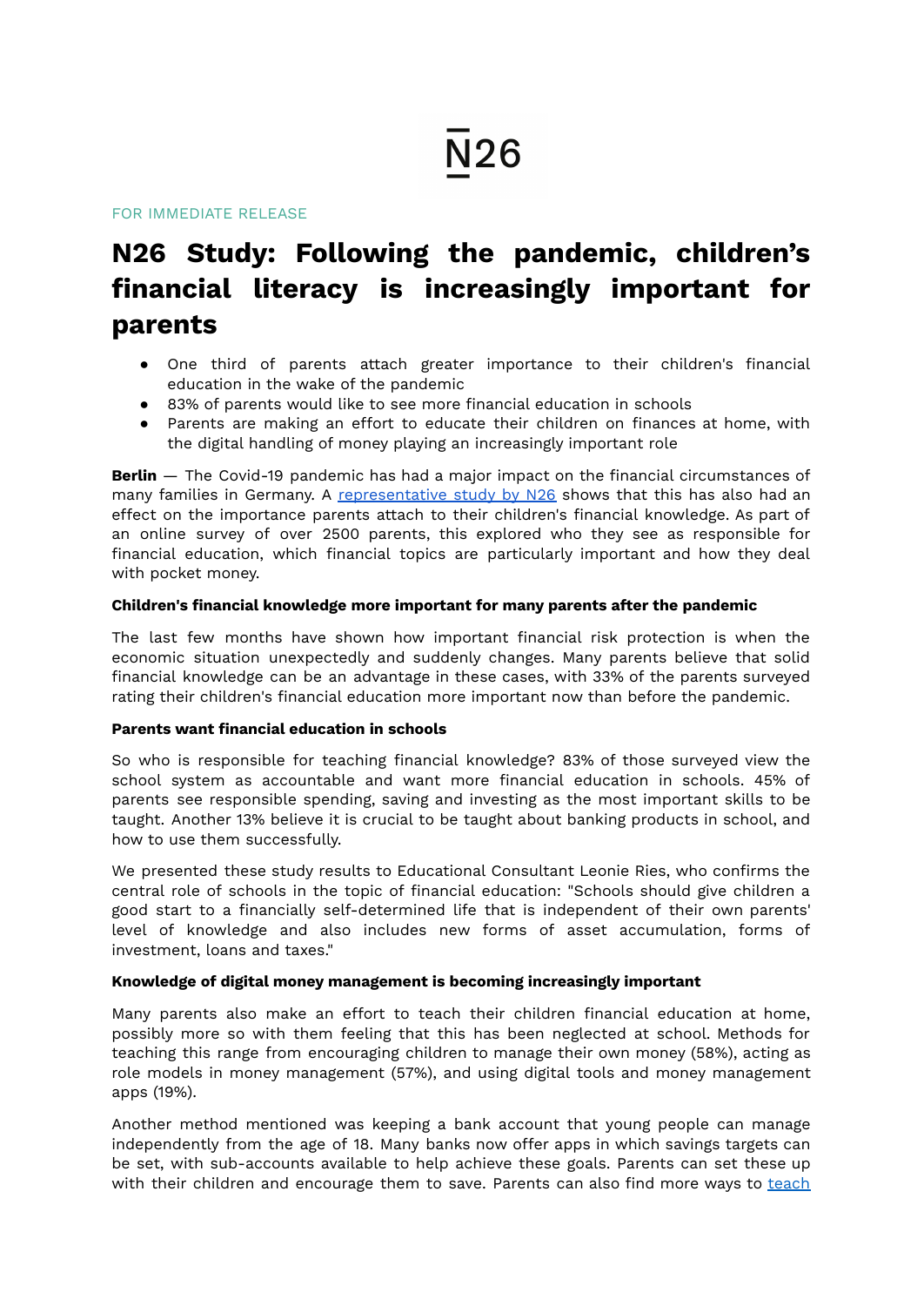N26

FOR IMMEDIATE RELEASE

# N26 Study: Following the pandemic, children's financial literacy is increasingly important for parents

- One third of parents attach greater importance to their children's financial education in the wake of the pandemic
- 83% of parents would like to see more financial education in schools
- Parents are making an effort to educate their children on finances at home, with the digital handling of money playing an increasingly important role

**Berlin** — The Covid-19 pandemic has had a major impact on the financial circumstances of many families in Germany. A representative study by N26 shows that this has also had an effect on the importance parents attach to their children's financial knowledge. As part of an online survey of over 2500 parents, this explored who they see as responsible for financial education, which financial topics are particularly important and how they deal with pocket money.

**Children's financial knowledge more important for many parents after the pandemic**

The last few months have shown how important financial risk protection is when the economic situation unexpectedly and suddenly changes. Many parents believe that solid financial knowledge can be an advantage in these cases, with 33% of the parents surveyed rating their children's financial education more important now than before the pandemic.

**Parents want financial education in schools**

So who is responsible for teaching financial knowledge? 83% of those surveyed view the school system as accountable and want more financial education in schools. 45% of parents see responsible spending, saving and investing as the most important skills to be taught. Another 13% believe it is crucial to be taught about banking products in school, and how to use them successfully.

We presented these study results to Educational Consultant Leonie Ries, who confirms the central role of schools in the topic of financial education: "Schools should give children a good start to a financially self-determined life that is independent of their own parents' level of knowledge and also includes new forms of asset accumulation, forms of investment, loans and taxes."

**Knowledge of digital money management is becoming increasingly important**

Many parents also make an effort to teach their children financial education at home, possibly more so with them feeling that this has been neglected at school. Methods for teaching this range from encouraging children to manage their own money (58%), acting as role models in money management (57%), and using digital tools and money management apps (19%).

Another method mentioned was keeping a bank account that young people can manage independently from the age of 18. Many banks now offer apps in which savings targets can be set, with sub-accounts available to help achieve these goals. Parents can set these up with their children and encourage them to save. Parents can also find more ways to teach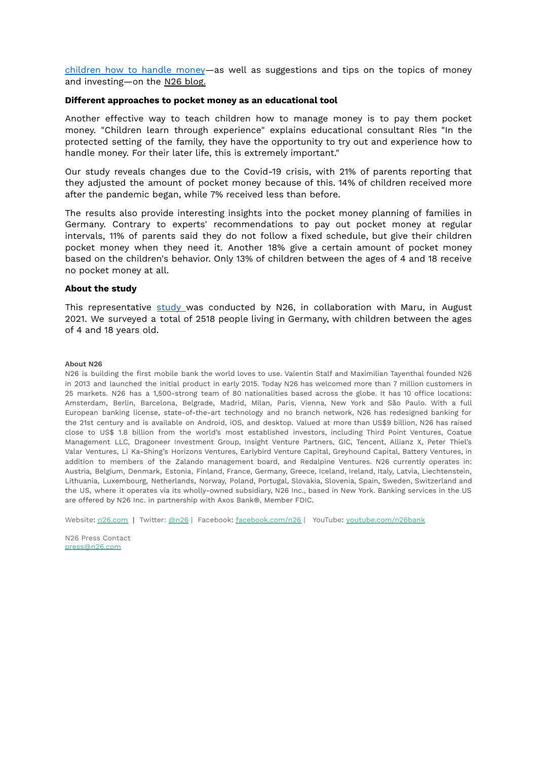children how to handle money—as well as suggestions and tips on the topics of money and investing—on the N26 blog.

**Different approaches to pocket money as an educational tool**

Another effective way to teach children how to manage money is to pay them pocket money. "Children learn through experience" explains educational consultant Ries "In the protected setting of the family, they have the opportunity to try out and experience how to handle money. For their later life, this is extremely important."

Our study reveals changes due to the Covid-19 crisis, with 21% of parents reporting that they adjusted the amount of pocket money because of this. 14% of children received more after the pandemic began, while 7% received less than before.

The results also provide interesting insights into the pocket money planning of families in Germany. Contrary to experts' recommendations to pay out pocket money at regular intervals, 11% of parents said they do not follow a fixed schedule, but give their children pocket money when they need it. Another 18% give a certain amount of pocket money based on the children's behavior. Only 13% of children between the ages of 4 and 18 receive no pocket money at all.

**About the study**

This representative study was conducted by N26, in collaboration with Maru, in August 2021. We surveyed a total of 2518 people living in Germany, with children between the ages of 4 and 18 years old.

**About N26**

N26 is building the first mobile bank the world loves to use. Valentin Stalf and Maximilian Tayenthal founded N26 in 2013 and launched the initial product in early 2015. Today N26 has welcomed more than 7 million customers in 25 markets. N26 has a 1,500-strong team of 80 nationalities based across the globe. It has 10 office locations: Amsterdam, Berlin, Barcelona, Belgrade, Madrid, Milan, Paris, Vienna, New York and São Paulo. With a full European banking license, state-of-the-art technology and no branch network, N26 has redesigned banking for the 21st century and is available on Android, iOS, and desktop. Valued at more than US$9 billion, N26 has raised close to US$ 1.8 billion from the world's most established investors, including Third Point Ventures, Coatue Management LLC, Dragoneer Investment Group, Insight Venture Partners, GIC, Tencent, Allianz X, Peter Thiel's Valar Ventures, Li Ka-Shing's Horizons Ventures, Earlybird Venture Capital, Greyhound Capital, Battery Ventures, in addition to members of the Zalando management board, and Redalpine Ventures. N26 currently operates in: Austria, Belgium, Denmark, Estonia, Finland, France, Germany, Greece, Iceland, Ireland, Italy, Latvia, Liechtenstein, Lithuania, Luxembourg, Netherlands, Norway, Poland, Portugal, Slovakia, Slovenia, Spain, Sweden, Switzerland and the US, where it operates via its wholly-owned subsidiary, N26 Inc., based in New York. Banking services in the US are offered by N26 Inc. in partnership with Axos Bank®, Member FDIC.

Website: n26.com | Twitter: @n26 | Facebook: facebook.com/n26 | YouTube: youtube.com/n26bank

N26 Press Contact
press@n26.com